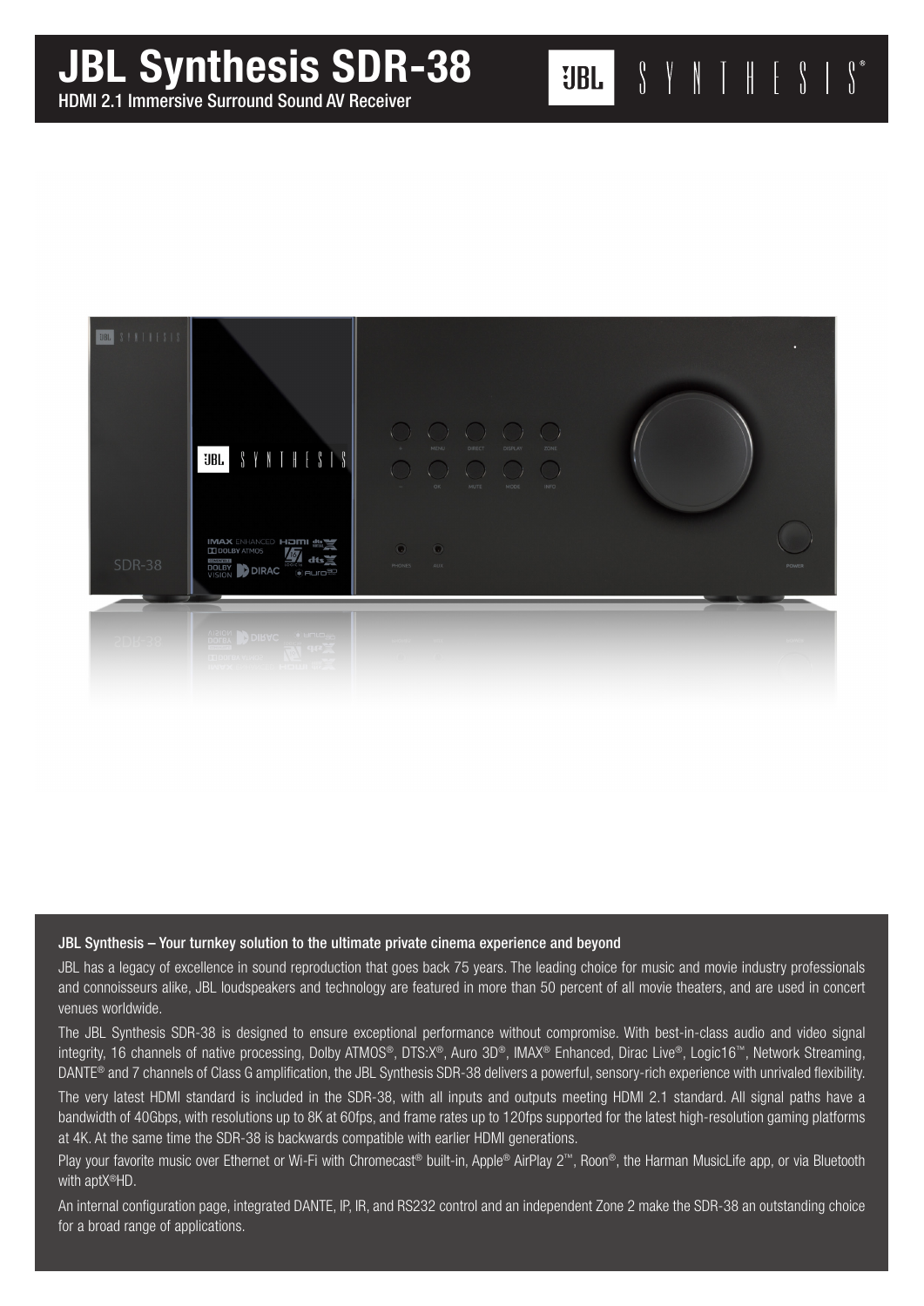# JBL Synthesis SDR-38

HDMI 2.1 Immersive Surround Sound AV Receiver

### JBL Synthesis – Your turnkey solution to the ultimate private cinema experience and beyond

JBL has a legacy of excellence in sound reproduction that goes back 75 years. The leading choice for music and movie industry professionals and connoisseurs alike, JBL loudspeakers and technology are featured in more than 50 percent of all movie theaters, and are used in concert venues worldwide.

The JBL Synthesis SDR-38 is designed to ensure exceptional performance without compromise. With best-in-class audio and video signal integrity, 16 channels of native processing, Dolby ATMOS®, DTS:X®, Auro 3D®, IMAX® Enhanced, Dirac Live®, Logic16™, Network Streaming, DANTE® and 7 channels of Class G amplification, the JBL Synthesis SDR-38 delivers a powerful, sensory-rich experience with unrivaled flexibility.

The very latest HDMI standard is included in the SDR-38, with all inputs and outputs meeting HDMI 2.1 standard. All signal paths have a bandwidth of 40Gbps, with resolutions up to 8K at 60fps, and frame rates up to 120fps supported for the latest high-resolution gaming platforms at 4K. At the same time the SDR-38 is backwards compatible with earlier HDMI generations.

Play your favorite music over Ethernet or Wi-Fi with Chromecast® built-in, Apple® AirPlay 2™, Roon®, the Harman MusicLife app, or via Bluetooth with aptX®HD.

An internal configuration page, integrated DANTE, IP, IR, and RS232 control and an independent Zone 2 make the SDR-38 an outstanding choice for a broad range of applications.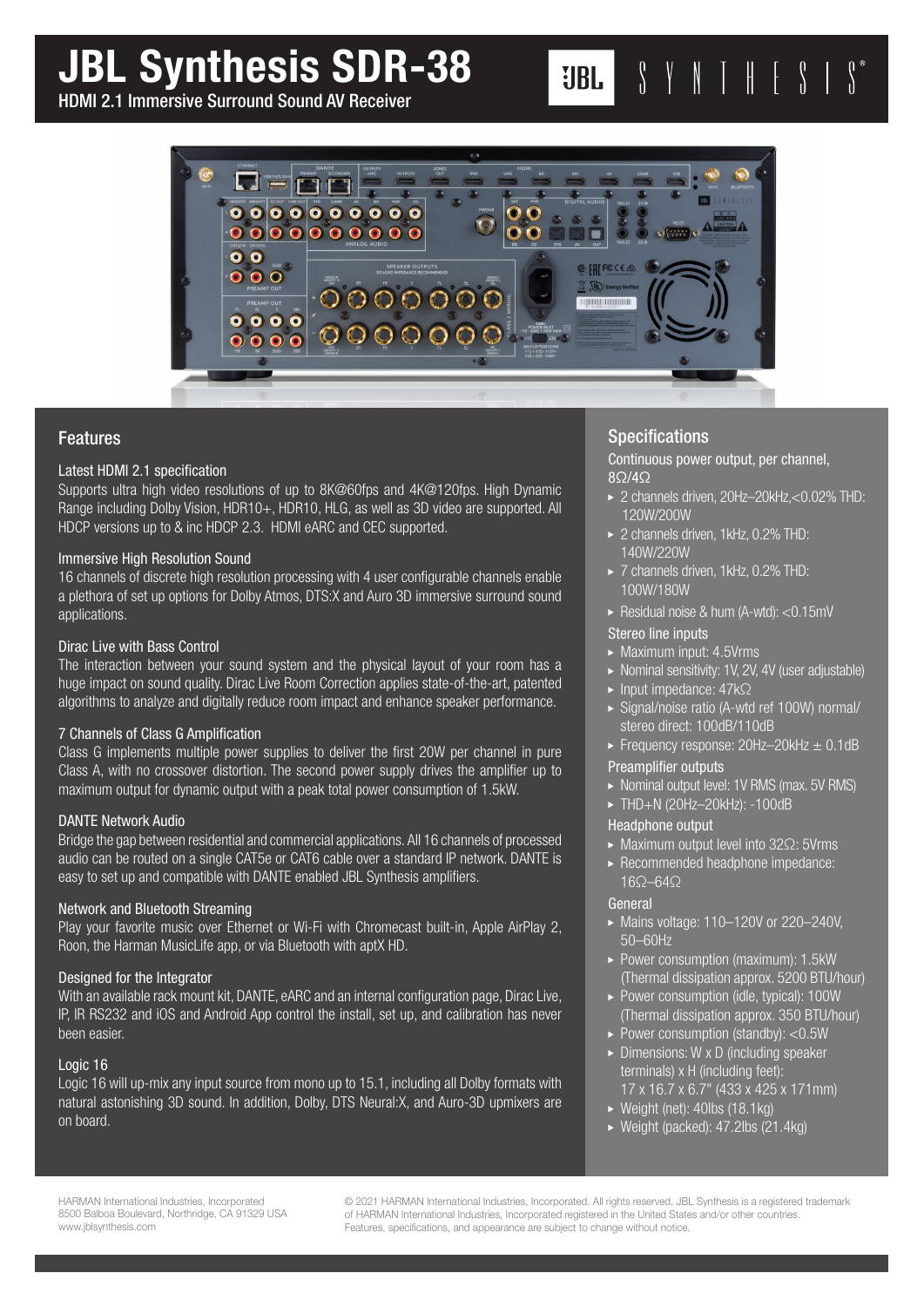# JBL Synthesis SDR-38

HDMI 2.1 Immersive Surround Sound AV Receiver

JBL SYNTHESIS®

## Features

### Latest HDMI 2.1 specification

Supports ultra high video resolutions of up to 8K@60fps and 4K@120fps. High Dynamic Range including Dolby Vision, HDR10+, HDR10, HLG, as well as 3D video are supported. All HDCP versions up to & inc HDCP 2.3. HDMI eARC and CEC supported.

### Immersive High Resolution Sound

16 channels of discrete high resolution processing with 4 user configurable channels enable a plethora of set up options for Dolby Atmos, DTS:X and Auro 3D immersive surround sound applications.

### Dirac Live with Bass Control

The interaction between your sound system and the physical layout of your room has a huge impact on sound quality. Dirac Live Room Correction applies state-of-the-art, patented algorithms to analyze and digitally reduce room impact and enhance speaker performance.

### 7 Channels of Class G Amplification

Class G implements multiple power supplies to deliver the first 20W per channel in pure Class A, with no crossover distortion. The second power supply drives the amplifier up to maximum output for dynamic output with a peak total power consumption of 1.5kW.

### DANTE Network Audio

Bridge the gap between residential and commercial applications. All 16 channels of processed audio can be routed on a single CAT5e or CAT6 cable over a standard IP network. DANTE is easy to set up and compatible with DANTE enabled JBL Synthesis amplifiers.

### Network and Bluetooth Streaming

Play your favorite music over Ethernet or Wi-Fi with Chromecast built-in, Apple AirPlay 2, Roon, the Harman MusicLife app, or via Bluetooth with aptX HD.

### Designed for the Integrator

With an available rack mount kit, DANTE, eARC and an internal configuration page, Dirac Live, IP, IR RS232 and iOS and Android App control the install, set up, and calibration has never been easier.

### Logic 16

Logic 16 will up-mix any input source from mono up to 15.1, including all Dolby formats with natural astonishing 3D sound. In addition, Dolby, DTS Neural:X, and Auro-3D upmixers are on board.

## Specifications

### Continuous power output, per channel, 8Ω/4Ω

- 2 channels driven, 20Hz–20kHz,<0.02% THD: 120W/200W
- 2 channels driven, 1kHz, 0.2% THD: 140W/220W
- 7 channels driven, 1kHz, 0.2% THD: 100W/180W
- Residual noise & hum (A-wtd): <0.15mV

### Stereo line inputs

- Maximum input: 4.5Vrms
- Nominal sensitivity: 1V, 2V, 4V (user adjustable)
- Input impedance: 47kΩ
- Signal/noise ratio (A-wtd ref 100W) normal/ stereo direct: 100dB/110dB
- Frequency response: 20Hz–20kHz ± 0.1dB

### Preamplifier outputs

- Nominal output level: 1V RMS (max. 5V RMS)
- THD+N (20Hz–20kHz): -100dB

### Headphone output

- Maximum output level into 32Ω: 5Vrms
- Recommended headphone impedance: 16Ω–64Ω

### General

- Mains voltage: 110–120V or 220–240V, 50–60Hz
- Power consumption (maximum): 1.5kW (Thermal dissipation approx. 5200 BTU/hour)
- Power consumption (idle, typical): 100W (Thermal dissipation approx. 350 BTU/hour)
- Power consumption (standby): <0.5W
- Dimensions: W x D (including speaker terminals) x H (including feet): 17 x 16.7 x 6.7" (433 x 425 x 171mm)
- Weight (net): 40lbs (18.1kg)
- Weight (packed): 47.2lbs (21.4kg)

HARMAN International Industries, Incorporated
8500 Balboa Boulevard, Northridge, CA 91329 USA
www.jblsynthesis.com

© 2021 HARMAN International Industries, Incorporated. All rights reserved. JBL Synthesis is a registered trademark of HARMAN International Industries, Incorporated registered in the United States and/or other countries. Features, specifications, and appearance are subject to change without notice.